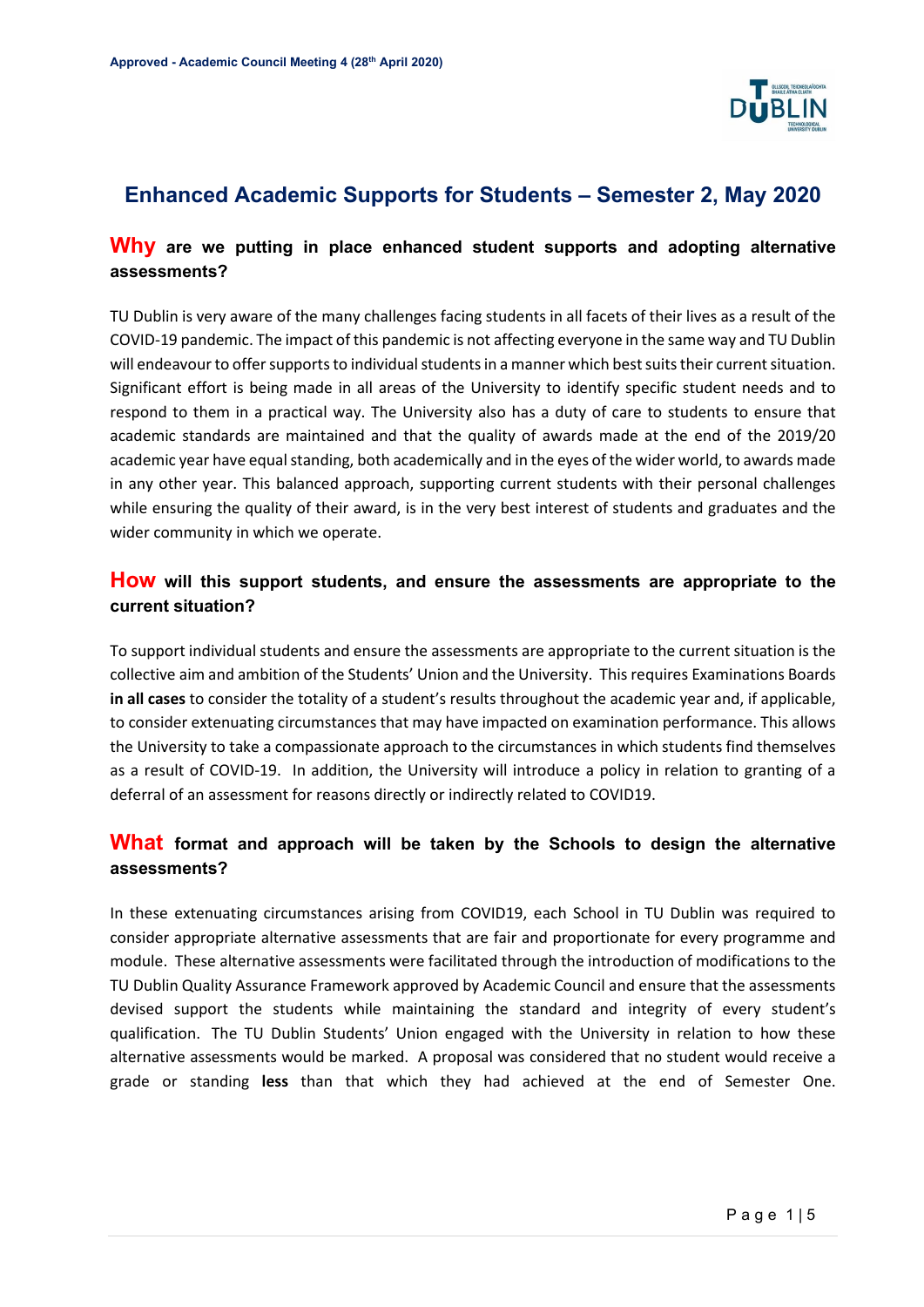Approved - Academic Council Meeting 4 (28th April 2020)

# Enhanced Academic Supports for Students – Semester 2, May 2020

## Why are we putting in place enhanced student supports and adopting alternative assessments?

TU Dublin is very aware of the many challenges facing students in all facets of their lives as a result of the COVID-19 pandemic. The impact of this pandemic is not affecting everyone in the same way and TU Dublin will endeavour to offer supports to individual students in a manner which best suits their current situation. Significant effort is being made in all areas of the University to identify specific student needs and to respond to them in a practical way. The University also has a duty of care to students to ensure that academic standards are maintained and that the quality of awards made at the end of the 2019/20 academic year have equal standing, both academically and in the eyes of the wider world, to awards made in any other year. This balanced approach, supporting current students with their personal challenges while ensuring the quality of their award, is in the very best interest of students and graduates and the wider community in which we operate.

## How will this support students, and ensure the assessments are appropriate to the current situation?

To support individual students and ensure the assessments are appropriate to the current situation is the collective aim and ambition of the Students' Union and the University. This requires Examinations Boards **in all cases** to consider the totality of a student's results throughout the academic year and, if applicable, to consider extenuating circumstances that may have impacted on examination performance. This allows the University to take a compassionate approach to the circumstances in which students find themselves as a result of COVID-19. In addition, the University will introduce a policy in relation to granting of a deferral of an assessment for reasons directly or indirectly related to COVID19.

## What format and approach will be taken by the Schools to design the alternative assessments?

In these extenuating circumstances arising from COVID19, each School in TU Dublin was required to consider appropriate alternative assessments that are fair and proportionate for every programme and module. These alternative assessments were facilitated through the introduction of modifications to the TU Dublin Quality Assurance Framework approved by Academic Council and ensure that the assessments devised support the students while maintaining the standard and integrity of every student's qualification. The TU Dublin Students' Union engaged with the University in relation to how these alternative assessments would be marked. A proposal was considered that no student would receive a grade or standing **less** than that which they had achieved at the end of Semester One.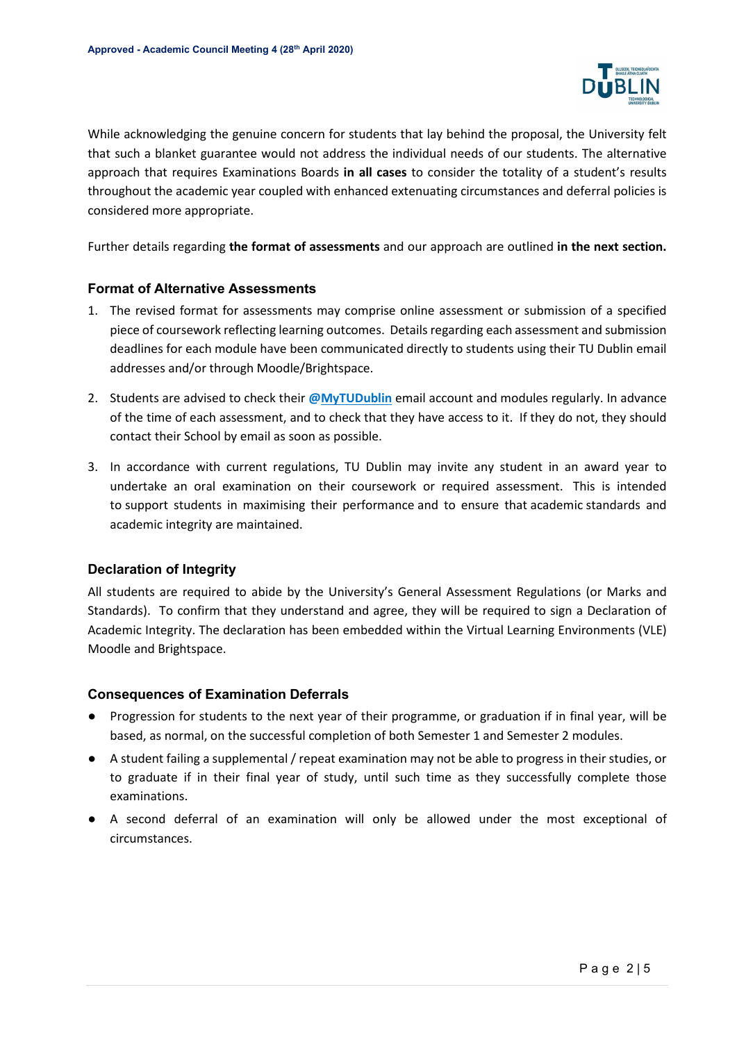While acknowledging the genuine concern for students that lay behind the proposal, the University felt that such a blanket guarantee would not address the individual needs of our students. The alternative approach that requires Examinations Boards **in all cases** to consider the totality of a student's results throughout the academic year coupled with enhanced extenuating circumstances and deferral policies is considered more appropriate.

Further details regarding **the format of assessments** and our approach are outlined **in the next section.**

## Format of Alternative Assessments

1. The revised format for assessments may comprise online assessment or submission of a specified piece of coursework reflecting learning outcomes. Details regarding each assessment and submission deadlines for each module have been communicated directly to students using their TU Dublin email addresses and/or through Moodle/Brightspace.

2. Students are advised to check their **@MyTUDublin** email account and modules regularly. In advance of the time of each assessment, and to check that they have access to it. If they do not, they should contact their School by email as soon as possible.

3. In accordance with current regulations, TU Dublin may invite any student in an award year to undertake an oral examination on their coursework or required assessment. This is intended to support students in maximising their performance and to ensure that academic standards and academic integrity are maintained.

## Declaration of Integrity

All students are required to abide by the University's General Assessment Regulations (or Marks and Standards). To confirm that they understand and agree, they will be required to sign a Declaration of Academic Integrity. The declaration has been embedded within the Virtual Learning Environments (VLE) Moodle and Brightspace.

## Consequences of Examination Deferrals

- Progression for students to the next year of their programme, or graduation if in final year, will be based, as normal, on the successful completion of both Semester 1 and Semester 2 modules.
- A student failing a supplemental / repeat examination may not be able to progress in their studies, or to graduate if in their final year of study, until such time as they successfully complete those examinations.
- A second deferral of an examination will only be allowed under the most exceptional of circumstances.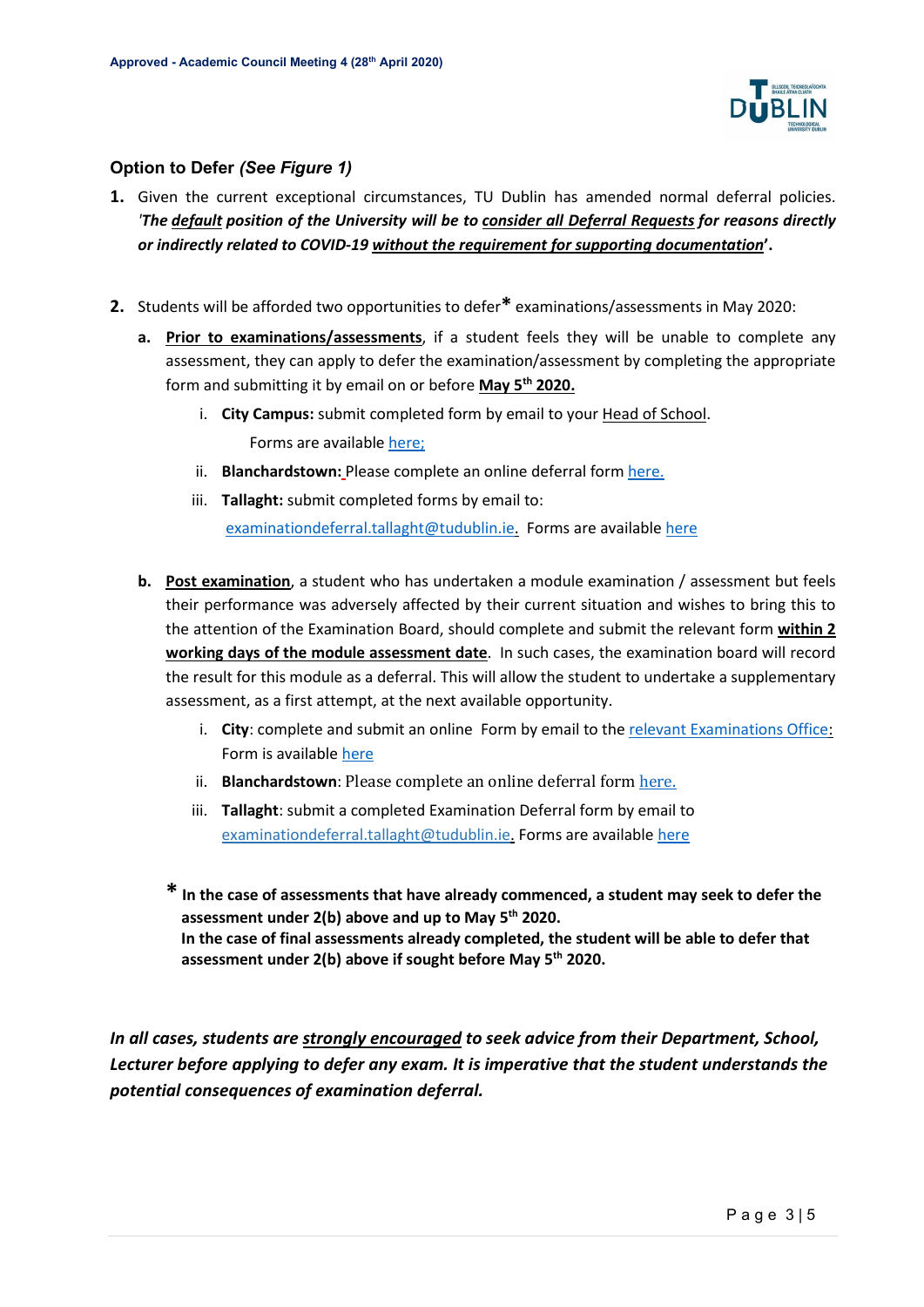## Option to Defer *(See Figure 1)*

1. Given the current exceptional circumstances, TU Dublin has amended normal deferral policies. *'The **default** position of the University will be to **consider all Deferral Requests** for reasons directly or indirectly related to COVID-19 **without the requirement for supporting documentation**'*.

2. Students will be afforded two opportunities to defer* examinations/assessments in May 2020:

   a. **Prior to examinations/assessments**, if a student feels they will be unable to complete any assessment, they can apply to defer the examination/assessment by completing the appropriate form and submitting it by email on or before **May 5th 2020.**

      i. **City Campus:** submit completed form by email to your Head of School.
         Forms are available here;

      ii. **Blanchardstown:** Please complete an online deferral form here.

      iii. **Tallaght:** submit completed forms by email to: examinationdeferral.tallaght@tudublin.ie. Forms are available here

   b. **Post examination**, a student who has undertaken a module examination / assessment but feels their performance was adversely affected by their current situation and wishes to bring this to the attention of the Examination Board, should complete and submit the relevant form **within 2 working days of the module assessment date**. In such cases, the examination board will record the result for this module as a deferral. This will allow the student to undertake a supplementary assessment, as a first attempt, at the next available opportunity.

      i. **City**: complete and submit an online Form by email to the relevant Examinations Office: Form is available here

      ii. **Blanchardstown**: Please complete an online deferral form here.

      iii. **Tallaght**: submit a completed Examination Deferral form by email to examinationdeferral.tallaght@tudublin.ie. Forms are available here

\* **In the case of assessments that have already commenced, a student may seek to defer the assessment under 2(b) above and up to May 5th 2020.**
**In the case of final assessments already completed, the student will be able to defer that assessment under 2(b) above if sought before May 5th 2020.**

***In all cases, students are strongly encouraged to seek advice from their Department, School, Lecturer before applying to defer any exam. It is imperative that the student understands the potential consequences of examination deferral.***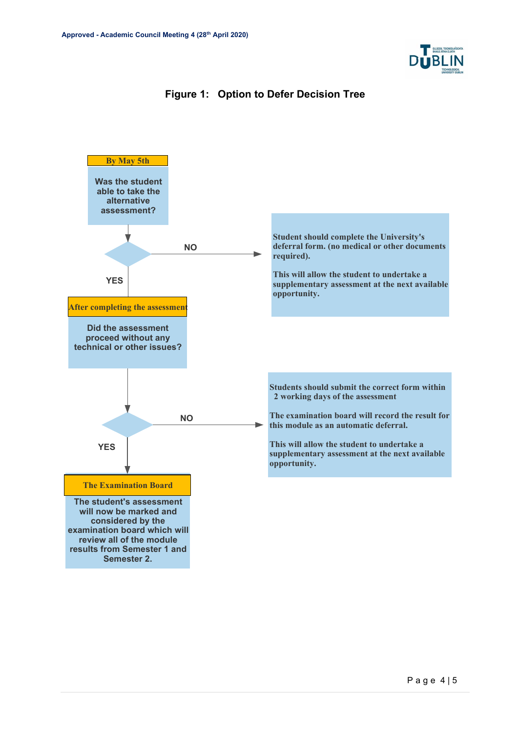Approved - Academic Council Meeting 4 (28th April 2020)

## Figure 1: Option to Defer Decision Tree

**By May 5th**

Was the student able to take the alternative assessment?

**NO** →

Student should complete the University's deferral form. (no medical or other documents required).

This will allow the student to undertake a supplementary assessment at the next available opportunity.

**YES** ↓

**After completing the assessment**

Did the assessment proceed without any technical or other issues?

**NO** →

Students should submit the correct form within 2 working days of the assessment

The examination board will record the result for this module as an automatic deferral.

This will allow the student to undertake a supplementary assessment at the next available opportunity.

**YES** ↓

**The Examination Board**

The student's assessment will now be marked and considered by the examination board which will review all of the module results from Semester 1 and Semester 2.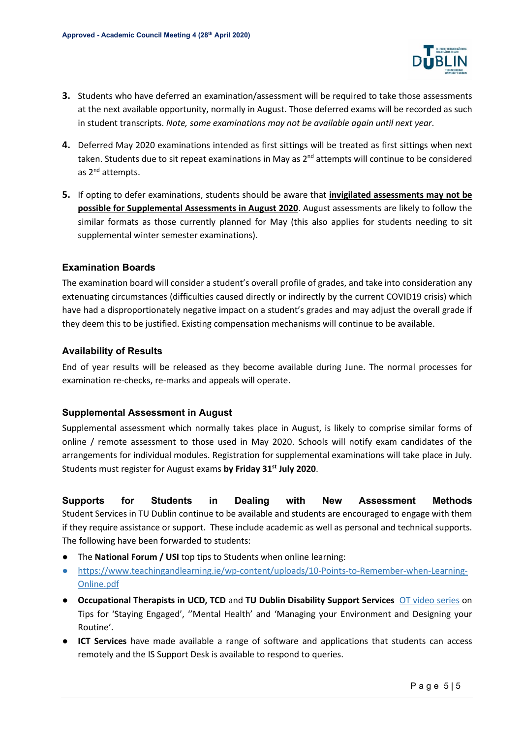3. Students who have deferred an examination/assessment will be required to take those assessments at the next available opportunity, normally in August. Those deferred exams will be recorded as such in student transcripts. *Note, some examinations may not be available again until next year*.
4. Deferred May 2020 examinations intended as first sittings will be treated as first sittings when next taken. Students due to sit repeat examinations in May as 2nd attempts will continue to be considered as 2nd attempts.
5. If opting to defer examinations, students should be aware that **invigilated assessments may not be possible for Supplemental Assessments in August 2020**. August assessments are likely to follow the similar formats as those currently planned for May (this also applies for students needing to sit supplemental winter semester examinations).

### Examination Boards

The examination board will consider a student's overall profile of grades, and take into consideration any extenuating circumstances (difficulties caused directly or indirectly by the current COVID19 crisis) which have had a disproportionately negative impact on a student's grades and may adjust the overall grade if they deem this to be justified. Existing compensation mechanisms will continue to be available.

### Availability of Results

End of year results will be released as they become available during June. The normal processes for examination re-checks, re-marks and appeals will operate.

### Supplemental Assessment in August

Supplemental assessment which normally takes place in August, is likely to comprise similar forms of online / remote assessment to those used in May 2020. Schools will notify exam candidates of the arrangements for individual modules. Registration for supplemental examinations will take place in July. Students must register for August exams **by Friday 31st July 2020**.

### Supports for Students in Dealing with New Assessment Methods

Student Services in TU Dublin continue to be available and students are encouraged to engage with them if they require assistance or support. These include academic as well as personal and technical supports. The following have been forwarded to students:

- The **National Forum / USI** top tips to Students when online learning:
- https://www.teachingandlearning.ie/wp-content/uploads/10-Points-to-Remember-when-Learning-Online.pdf
- **Occupational Therapists in UCD, TCD** and **TU Dublin Disability Support Services** OT video series on Tips for 'Staying Engaged', ''Mental Health' and 'Managing your Environment and Designing your Routine'.
- **ICT Services** have made available a range of software and applications that students can access remotely and the IS Support Desk is available to respond to queries.